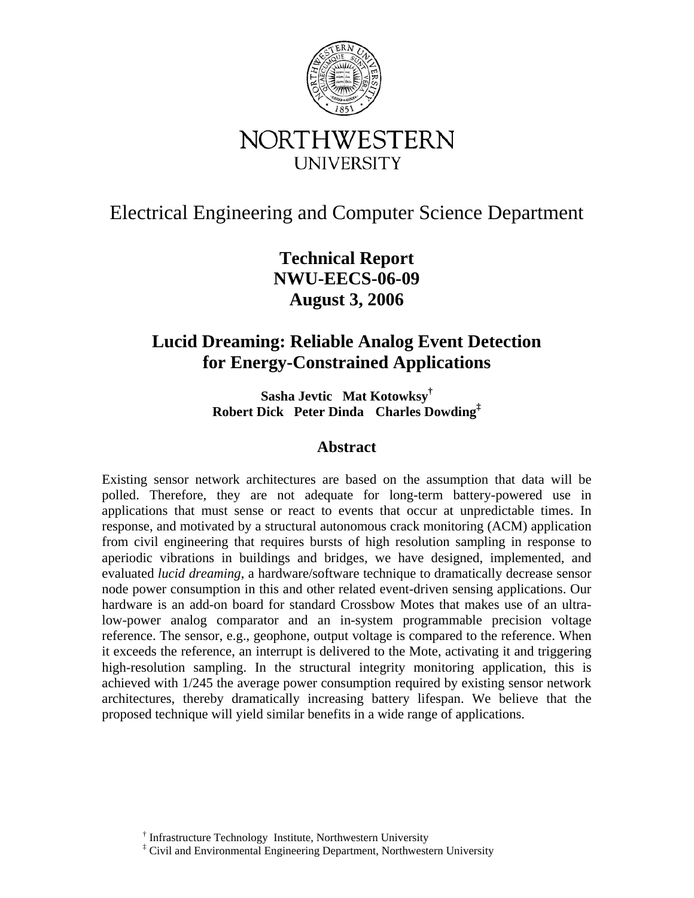NORTHWESTERN UNIVERSITY

Electrical Engineering and Computer Science Department

**Technical Report**
**NWU-EECS-06-09**
**August 3, 2006**

# Lucid Dreaming: Reliable Analog Event Detection for Energy-Constrained Applications

**Sasha Jevtic Mat Kotowksy[†]**
**Robert Dick Peter Dinda Charles Dowding[‡]**

## Abstract

Existing sensor network architectures are based on the assumption that data will be polled. Therefore, they are not adequate for long-term battery-powered use in applications that must sense or react to events that occur at unpredictable times. In response, and motivated by a structural autonomous crack monitoring (ACM) application from civil engineering that requires bursts of high resolution sampling in response to aperiodic vibrations in buildings and bridges, we have designed, implemented, and evaluated *lucid dreaming*, a hardware/software technique to dramatically decrease sensor node power consumption in this and other related event-driven sensing applications. Our hardware is an add-on board for standard Crossbow Motes that makes use of an ultra-low-power analog comparator and an in-system programmable precision voltage reference. The sensor, e.g., geophone, output voltage is compared to the reference. When it exceeds the reference, an interrupt is delivered to the Mote, activating it and triggering high-resolution sampling. In the structural integrity monitoring application, this is achieved with 1/245 the average power consumption required by existing sensor network architectures, thereby dramatically increasing battery lifespan. We believe that the proposed technique will yield similar benefits in a wide range of applications.

[†] Infrastructure Technology Institute, Northwestern University
[‡] Civil and Environmental Engineering Department, Northwestern University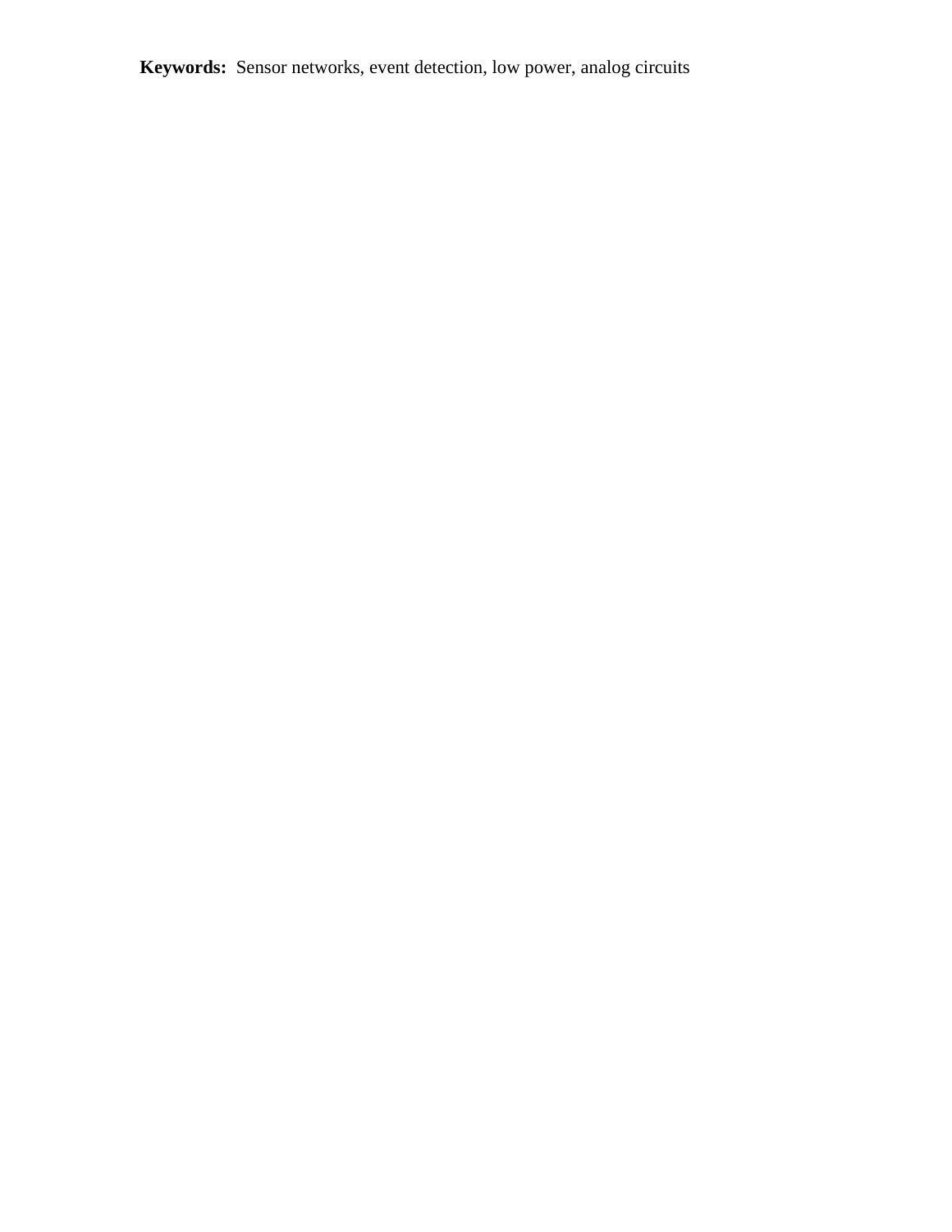**Keywords:** Sensor networks, event detection, low power, analog circuits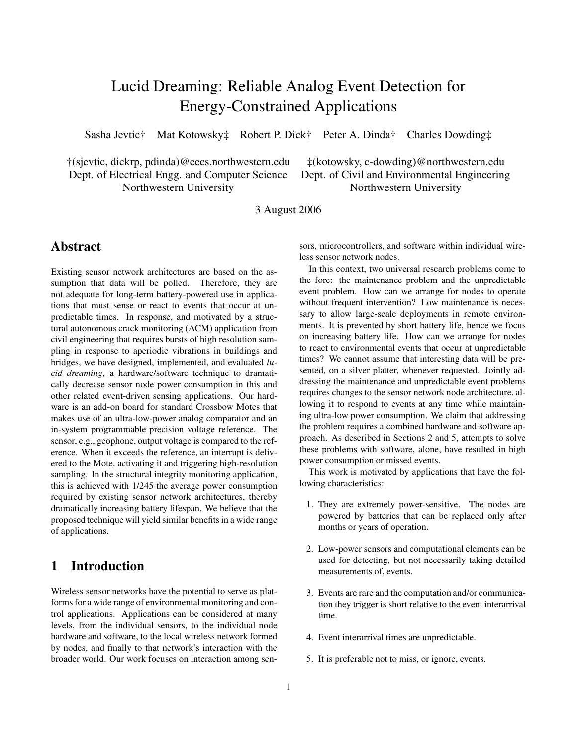# Lucid Dreaming: Reliable Analog Event Detection for Energy-Constrained Applications

Sasha Jevtic† Mat Kotowsky‡ Robert P. Dick† Peter A. Dinda† Charles Dowding‡

†(sjevtic, dickrp, pdinda)@eecs.northwestern.edu
Dept. of Electrical Engg. and Computer Science
Northwestern University

‡(kotowsky, c-dowding)@northwestern.edu
Dept. of Civil and Environmental Engineering
Northwestern University

3 August 2006

## Abstract

Existing sensor network architectures are based on the assumption that data will be polled. Therefore, they are not adequate for long-term battery-powered use in applications that must sense or react to events that occur at unpredictable times. In response, and motivated by a structural autonomous crack monitoring (ACM) application from civil engineering that requires bursts of high resolution sampling in response to aperiodic vibrations in buildings and bridges, we have designed, implemented, and evaluated *lucid dreaming*, a hardware/software technique to dramatically decrease sensor node power consumption in this and other related event-driven sensing applications. Our hardware is an add-on board for standard Crossbow Motes that makes use of an ultra-low-power analog comparator and an in-system programmable precision voltage reference. The sensor, e.g., geophone, output voltage is compared to the reference. When it exceeds the reference, an interrupt is delivered to the Mote, activating it and triggering high-resolution sampling. In the structural integrity monitoring application, this is achieved with 1/245 the average power consumption required by existing sensor network architectures, thereby dramatically increasing battery lifespan. We believe that the proposed technique will yield similar benefits in a wide range of applications.

## 1 Introduction

Wireless sensor networks have the potential to serve as platforms for a wide range of environmental monitoring and control applications. Applications can be considered at many levels, from the individual sensors, to the individual node hardware and software, to the local wireless network formed by nodes, and finally to that network's interaction with the broader world. Our work focuses on interaction among sensors, microcontrollers, and software within individual wireless sensor network nodes.

In this context, two universal research problems come to the fore: the maintenance problem and the unpredictable event problem. How can we arrange for nodes to operate without frequent intervention? Low maintenance is necessary to allow large-scale deployments in remote environments. It is prevented by short battery life, hence we focus on increasing battery life. How can we arrange for nodes to react to environmental events that occur at unpredictable times? We cannot assume that interesting data will be presented, on a silver platter, whenever requested. Jointly addressing the maintenance and unpredictable event problems requires changes to the sensor network node architecture, allowing it to respond to events at any time while maintaining ultra-low power consumption. We claim that addressing the problem requires a combined hardware and software approach. As described in Sections 2 and 5, attempts to solve these problems with software, alone, have resulted in high power consumption or missed events.

This work is motivated by applications that have the following characteristics:

1. They are extremely power-sensitive. The nodes are powered by batteries that can be replaced only after months or years of operation.

2. Low-power sensors and computational elements can be used for detecting, but not necessarily taking detailed measurements of, events.

3. Events are rare and the computation and/or communication they trigger is short relative to the event interarrival time.

4. Event interarrival times are unpredictable.

5. It is preferable not to miss, or ignore, events.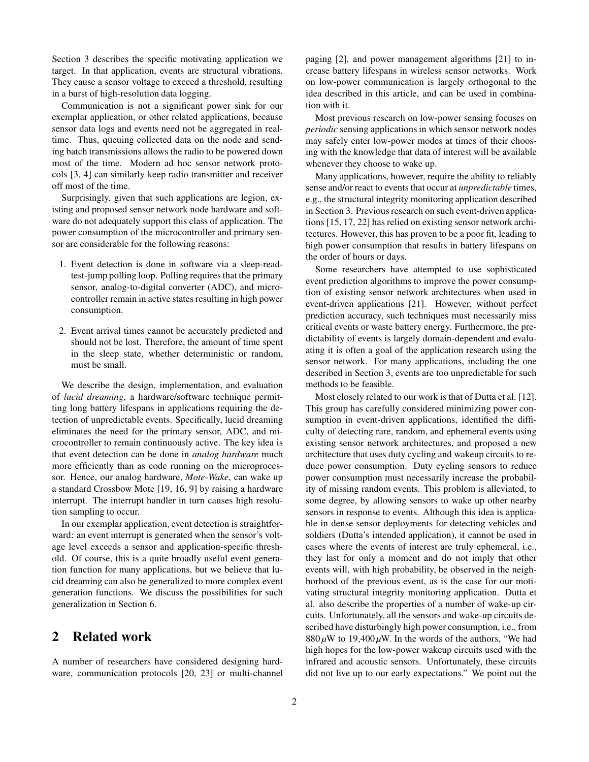Section 3 describes the specific motivating application we target. In that application, events are structural vibrations. They cause a sensor voltage to exceed a threshold, resulting in a burst of high-resolution data logging.

Communication is not a significant power sink for our exemplar application, or other related applications, because sensor data logs and events need not be aggregated in real-time. Thus, queuing collected data on the node and sending batch transmissions allows the radio to be powered down most of the time. Modern ad hoc sensor network protocols [3, 4] can similarly keep radio transmitter and receiver off most of the time.

Surprisingly, given that such applications are legion, existing and proposed sensor network node hardware and software do not adequately support this class of application. The power consumption of the microcontroller and primary sensor are considerable for the following reasons:

1. Event detection is done in software via a sleep-read-test-jump polling loop. Polling requires that the primary sensor, analog-to-digital converter (ADC), and microcontroller remain in active states resulting in high power consumption.
2. Event arrival times cannot be accurately predicted and should not be lost. Therefore, the amount of time spent in the sleep state, whether deterministic or random, must be small.

We describe the design, implementation, and evaluation of *lucid dreaming*, a hardware/software technique permitting long battery lifespans in applications requiring the detection of unpredictable events. Specifically, lucid dreaming eliminates the need for the primary sensor, ADC, and microcontroller to remain continuously active. The key idea is that event detection can be done in *analog hardware* much more efficiently than as code running on the microprocessor. Hence, our analog hardware, *Mote-Wake*, can wake up a standard Crossbow Mote [19, 16, 9] by raising a hardware interrupt. The interrupt handler in turn causes high resolution sampling to occur.

In our exemplar application, event detection is straightforward: an event interrupt is generated when the sensor's voltage level exceeds a sensor and application-specific threshold. Of course, this is a quite broadly useful event generation function for many applications, but we believe that lucid dreaming can also be generalized to more complex event generation functions. We discuss the possibilities for such generalization in Section 6.

## 2 Related work

A number of researchers have considered designing hardware, communication protocols [20, 23] or multi-channel paging [2], and power management algorithms [21] to increase battery lifespans in wireless sensor networks. Work on low-power communication is largely orthogonal to the idea described in this article, and can be used in combination with it.

Most previous research on low-power sensing focuses on *periodic* sensing applications in which sensor network nodes may safely enter low-power modes at times of their choosing with the knowledge that data of interest will be available whenever they choose to wake up.

Many applications, however, require the ability to reliably sense and/or react to events that occur at *unpredictable* times, e.g., the structural integrity monitoring application described in Section 3. Previous research on such event-driven applications [15, 17, 22] has relied on existing sensor network architectures. However, this has proven to be a poor fit, leading to high power consumption that results in battery lifespans on the order of hours or days.

Some researchers have attempted to use sophisticated event prediction algorithms to improve the power consumption of existing sensor network architectures when used in event-driven applications [21]. However, without perfect prediction accuracy, such techniques must necessarily miss critical events or waste battery energy. Furthermore, the predictability of events is largely domain-dependent and evaluating it is often a goal of the application research using the sensor network. For many applications, including the one described in Section 3, events are too unpredictable for such methods to be feasible.

Most closely related to our work is that of Dutta et al. [12]. This group has carefully considered minimizing power consumption in event-driven applications, identified the difficulty of detecting rare, random, and ephemeral events using existing sensor network architectures, and proposed a new architecture that uses duty cycling and wakeup circuits to reduce power consumption. Duty cycling sensors to reduce power consumption must necessarily increase the probability of missing random events. This problem is alleviated, to some degree, by allowing sensors to wake up other nearby sensors in response to events. Although this idea is applicable in dense sensor deployments for detecting vehicles and soldiers (Dutta's intended application), it cannot be used in cases where the events of interest are truly ephemeral, i.e., they last for only a moment and do not imply that other events will, with high probability, be observed in the neighborhood of the previous event, as is the case for our motivating structural integrity monitoring application. Dutta et al. also describe the properties of a number of wake-up circuits. Unfortunately, all the sensors and wake-up circuits described have disturbingly high power consumption, i.e., from $880\,\mu$W to $19{,}400\,\mu$W. In the words of the authors, "We had high hopes for the low-power wakeup circuits used with the infrared and acoustic sensors. Unfortunately, these circuits did not live up to our early expectations." We point out the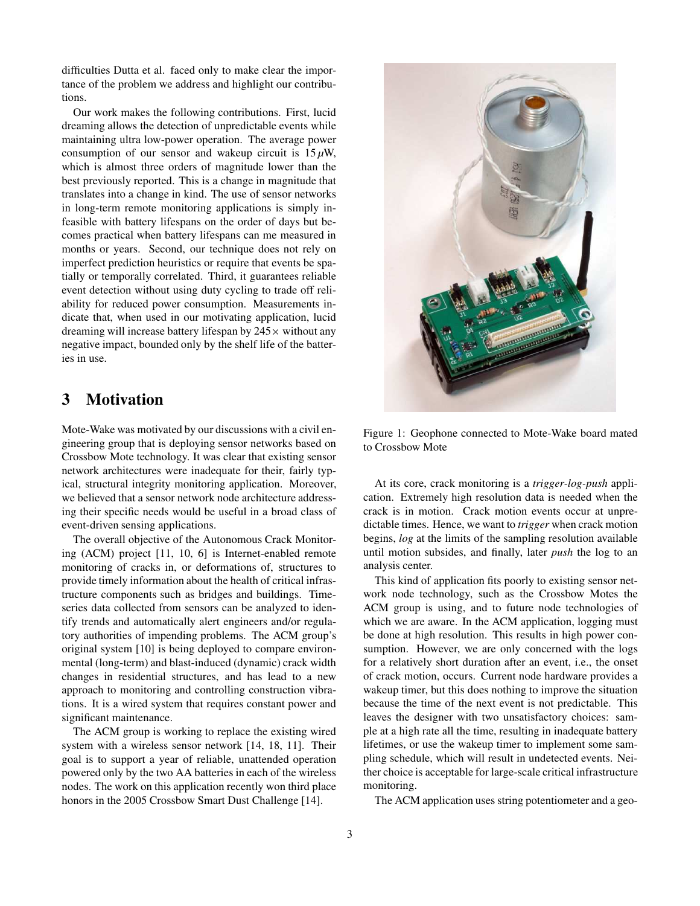difficulties Dutta et al. faced only to make clear the importance of the problem we address and highlight our contributions.

Our work makes the following contributions. First, lucid dreaming allows the detection of unpredictable events while maintaining ultra low-power operation. The average power consumption of our sensor and wakeup circuit is $15\,\mu$W, which is almost three orders of magnitude lower than the best previously reported. This is a change in magnitude that translates into a change in kind. The use of sensor networks in long-term remote monitoring applications is simply infeasible with battery lifespans on the order of days but becomes practical when battery lifespans can me measured in months or years. Second, our technique does not rely on imperfect prediction heuristics or require that events be spatially or temporally correlated. Third, it guarantees reliable event detection without using duty cycling to trade off reliability for reduced power consumption. Measurements indicate that, when used in our motivating application, lucid dreaming will increase battery lifespan by $245\times$ without any negative impact, bounded only by the shelf life of the batteries in use.

# 3 Motivation

Mote-Wake was motivated by our discussions with a civil engineering group that is deploying sensor networks based on Crossbow Mote technology. It was clear that existing sensor network architectures were inadequate for their, fairly typical, structural integrity monitoring application. Moreover, we believed that a sensor network node architecture addressing their specific needs would be useful in a broad class of event-driven sensing applications.

The overall objective of the Autonomous Crack Monitoring (ACM) project [11, 10, 6] is Internet-enabled remote monitoring of cracks in, or deformations of, structures to provide timely information about the health of critical infrastructure components such as bridges and buildings. Time-series data collected from sensors can be analyzed to identify trends and automatically alert engineers and/or regulatory authorities of impending problems. The ACM group's original system [10] is being deployed to compare environmental (long-term) and blast-induced (dynamic) crack width changes in residential structures, and has lead to a new approach to monitoring and controlling construction vibrations. It is a wired system that requires constant power and significant maintenance.

The ACM group is working to replace the existing wired system with a wireless sensor network [14, 18, 11]. Their goal is to support a year of reliable, unattended operation powered only by the two AA batteries in each of the wireless nodes. The work on this application recently won third place honors in the 2005 Crossbow Smart Dust Challenge [14].

Figure 1: Geophone connected to Mote-Wake board mated to Crossbow Mote

At its core, crack monitoring is a *trigger-log-push* application. Extremely high resolution data is needed when the crack is in motion. Crack motion events occur at unpredictable times. Hence, we want to *trigger* when crack motion begins, *log* at the limits of the sampling resolution available until motion subsides, and finally, later *push* the log to an analysis center.

This kind of application fits poorly to existing sensor network node technology, such as the Crossbow Motes the ACM group is using, and to future node technologies of which we are aware. In the ACM application, logging must be done at high resolution. This results in high power consumption. However, we are only concerned with the logs for a relatively short duration after an event, i.e., the onset of crack motion, occurs. Current node hardware provides a wakeup timer, but this does nothing to improve the situation because the time of the next event is not predictable. This leaves the designer with two unsatisfactory choices: sample at a high rate all the time, resulting in inadequate battery lifetimes, or use the wakeup timer to implement some sampling schedule, which will result in undetected events. Neither choice is acceptable for large-scale critical infrastructure monitoring.

The ACM application uses string potentiometer and a geo-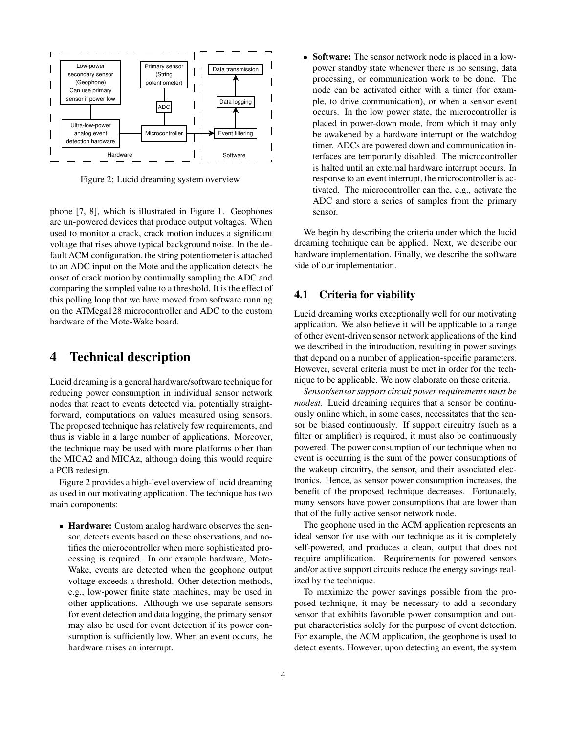Figure 2: Lucid dreaming system overview

phone [7, 8], which is illustrated in Figure 1. Geophones are un-powered devices that produce output voltages. When used to monitor a crack, crack motion induces a significant voltage that rises above typical background noise. In the default ACM configuration, the string potentiometer is attached to an ADC input on the Mote and the application detects the onset of crack motion by continually sampling the ADC and comparing the sampled value to a threshold. It is the effect of this polling loop that we have moved from software running on the ATMega128 microcontroller and ADC to the custom hardware of the Mote-Wake board.

# 4 Technical description

Lucid dreaming is a general hardware/software technique for reducing power consumption in individual sensor network nodes that react to events detected via, potentially straightforward, computations on values measured using sensors. The proposed technique has relatively few requirements, and thus is viable in a large number of applications. Moreover, the technique may be used with more platforms other than the MICA2 and MICAz, although doing this would require a PCB redesign.

Figure 2 provides a high-level overview of lucid dreaming as used in our motivating application. The technique has two main components:

- **Hardware:** Custom analog hardware observes the sensor, detects events based on these observations, and notifies the microcontroller when more sophisticated processing is required. In our example hardware, Mote-Wake, events are detected when the geophone output voltage exceeds a threshold. Other detection methods, e.g., low-power finite state machines, may be used in other applications. Although we use separate sensors for event detection and data logging, the primary sensor may also be used for event detection if its power consumption is sufficiently low. When an event occurs, the hardware raises an interrupt.
- **Software:** The sensor network node is placed in a low-power standby state whenever there is no sensing, data processing, or communication work to be done. The node can be activated either with a timer (for example, to drive communication), or when a sensor event occurs. In the low power state, the microcontroller is placed in power-down mode, from which it may only be awakened by a hardware interrupt or the watchdog timer. ADCs are powered down and communication interfaces are temporarily disabled. The microcontroller is halted until an external hardware interrupt occurs. In response to an event interrupt, the microcontroller is activated. The microcontroller can the, e.g., activate the ADC and store a series of samples from the primary sensor.

We begin by describing the criteria under which the lucid dreaming technique can be applied. Next, we describe our hardware implementation. Finally, we describe the software side of our implementation.

## 4.1 Criteria for viability

Lucid dreaming works exceptionally well for our motivating application. We also believe it will be applicable to a range of other event-driven sensor network applications of the kind we described in the introduction, resulting in power savings that depend on a number of application-specific parameters. However, several criteria must be met in order for the technique to be applicable. We now elaborate on these criteria.

*Sensor/sensor support circuit power requirements must be modest.* Lucid dreaming requires that a sensor be continuously online which, in some cases, necessitates that the sensor be biased continuously. If support circuitry (such as a filter or amplifier) is required, it must also be continuously powered. The power consumption of our technique when no event is occurring is the sum of the power consumptions of the wakeup circuitry, the sensor, and their associated electronics. Hence, as sensor power consumption increases, the benefit of the proposed technique decreases. Fortunately, many sensors have power consumptions that are lower than that of the fully active sensor network node.

The geophone used in the ACM application represents an ideal sensor for use with our technique as it is completely self-powered, and produces a clean, output that does not require amplification. Requirements for powered sensors and/or active support circuits reduce the energy savings realized by the technique.

To maximize the power savings possible from the proposed technique, it may be necessary to add a secondary sensor that exhibits favorable power consumption and output characteristics solely for the purpose of event detection. For example, the ACM application, the geophone is used to detect events. However, upon detecting an event, the system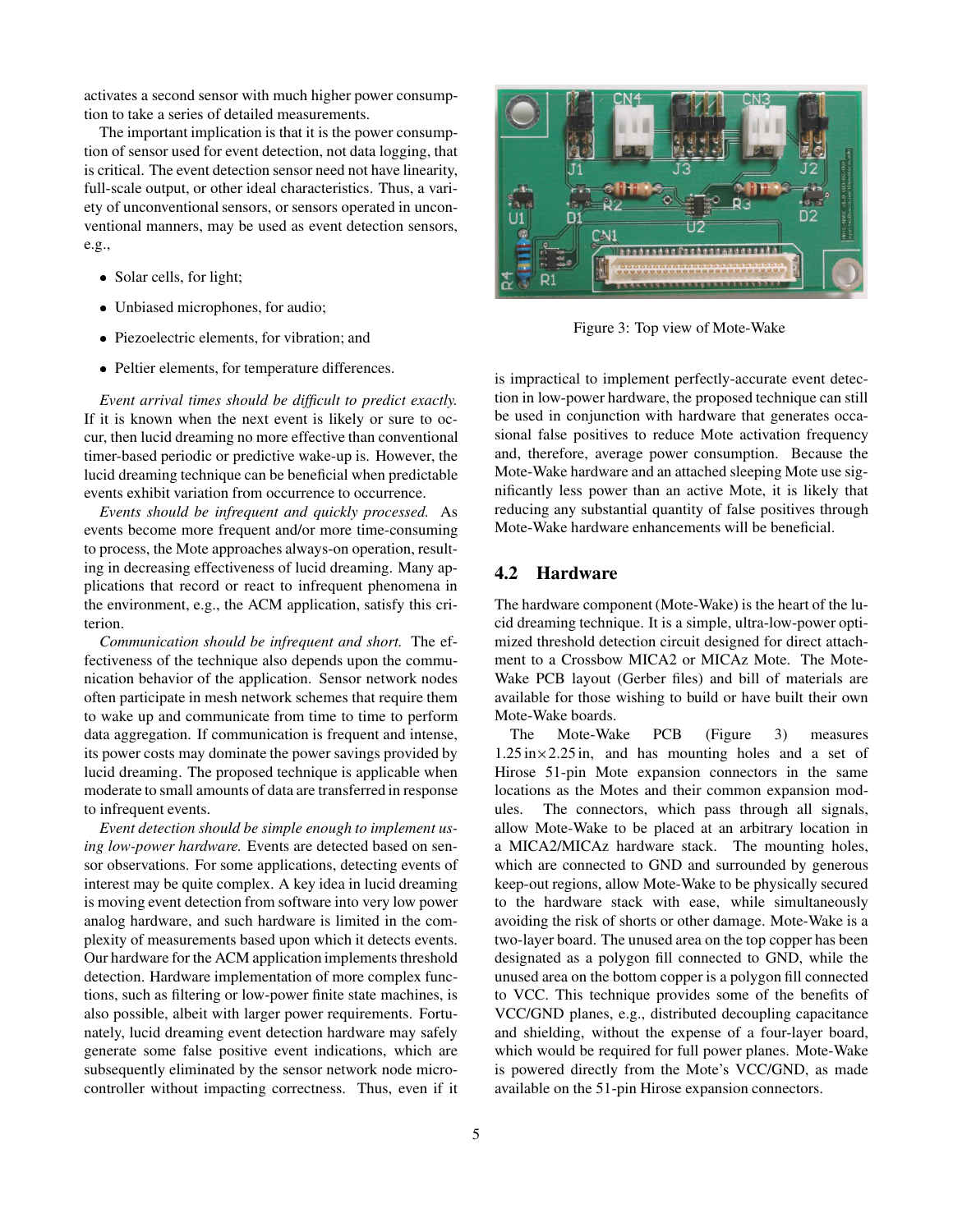activates a second sensor with much higher power consumption to take a series of detailed measurements.

The important implication is that it is the power consumption of sensor used for event detection, not data logging, that is critical. The event detection sensor need not have linearity, full-scale output, or other ideal characteristics. Thus, a variety of unconventional sensors, or sensors operated in unconventional manners, may be used as event detection sensors, e.g.,

- Solar cells, for light;
- Unbiased microphones, for audio;
- Piezoelectric elements, for vibration; and
- Peltier elements, for temperature differences.

*Event arrival times should be difficult to predict exactly.* If it is known when the next event is likely or sure to occur, then lucid dreaming no more effective than conventional timer-based periodic or predictive wake-up is. However, the lucid dreaming technique can be beneficial when predictable events exhibit variation from occurrence to occurrence.

*Events should be infrequent and quickly processed.* As events become more frequent and/or more time-consuming to process, the Mote approaches always-on operation, resulting in decreasing effectiveness of lucid dreaming. Many applications that record or react to infrequent phenomena in the environment, e.g., the ACM application, satisfy this criterion.

*Communication should be infrequent and short.* The effectiveness of the technique also depends upon the communication behavior of the application. Sensor network nodes often participate in mesh network schemes that require them to wake up and communicate from time to time to perform data aggregation. If communication is frequent and intense, its power costs may dominate the power savings provided by lucid dreaming. The proposed technique is applicable when moderate to small amounts of data are transferred in response to infrequent events.

*Event detection should be simple enough to implement using low-power hardware.* Events are detected based on sensor observations. For some applications, detecting events of interest may be quite complex. A key idea in lucid dreaming is moving event detection from software into very low power analog hardware, and such hardware is limited in the complexity of measurements based upon which it detects events. Our hardware for the ACM application implements threshold detection. Hardware implementation of more complex functions, such as filtering or low-power finite state machines, is also possible, albeit with larger power requirements. Fortunately, lucid dreaming event detection hardware may safely generate some false positive event indications, which are subsequently eliminated by the sensor network node microcontroller without impacting correctness. Thus, even if it is impractical to implement perfectly-accurate event detection in low-power hardware, the proposed technique can still be used in conjunction with hardware that generates occasional false positives to reduce Mote activation frequency and, therefore, average power consumption. Because the Mote-Wake hardware and an attached sleeping Mote use significantly less power than an active Mote, it is likely that reducing any substantial quantity of false positives through Mote-Wake hardware enhancements will be beneficial.

Figure 3: Top view of Mote-Wake

## 4.2 Hardware

The hardware component (Mote-Wake) is the heart of the lucid dreaming technique. It is a simple, ultra-low-power optimized threshold detection circuit designed for direct attachment to a Crossbow MICA2 or MICAz Mote. The Mote-Wake PCB layout (Gerber files) and bill of materials are available for those wishing to build or have built their own Mote-Wake boards.

The Mote-Wake PCB (Figure 3) measures $1.25\,\text{in} \times 2.25\,\text{in}$, and has mounting holes and a set of Hirose 51-pin Mote expansion connectors in the same locations as the Motes and their common expansion modules. The connectors, which pass through all signals, allow Mote-Wake to be placed at an arbitrary location in a MICA2/MICAz hardware stack. The mounting holes, which are connected to GND and surrounded by generous keep-out regions, allow Mote-Wake to be physically secured to the hardware stack with ease, while simultaneously avoiding the risk of shorts or other damage. Mote-Wake is a two-layer board. The unused area on the top copper has been designated as a polygon fill connected to GND, while the unused area on the bottom copper is a polygon fill connected to VCC. This technique provides some of the benefits of VCC/GND planes, e.g., distributed decoupling capacitance and shielding, without the expense of a four-layer board, which would be required for full power planes. Mote-Wake is powered directly from the Mote's VCC/GND, as made available on the 51-pin Hirose expansion connectors.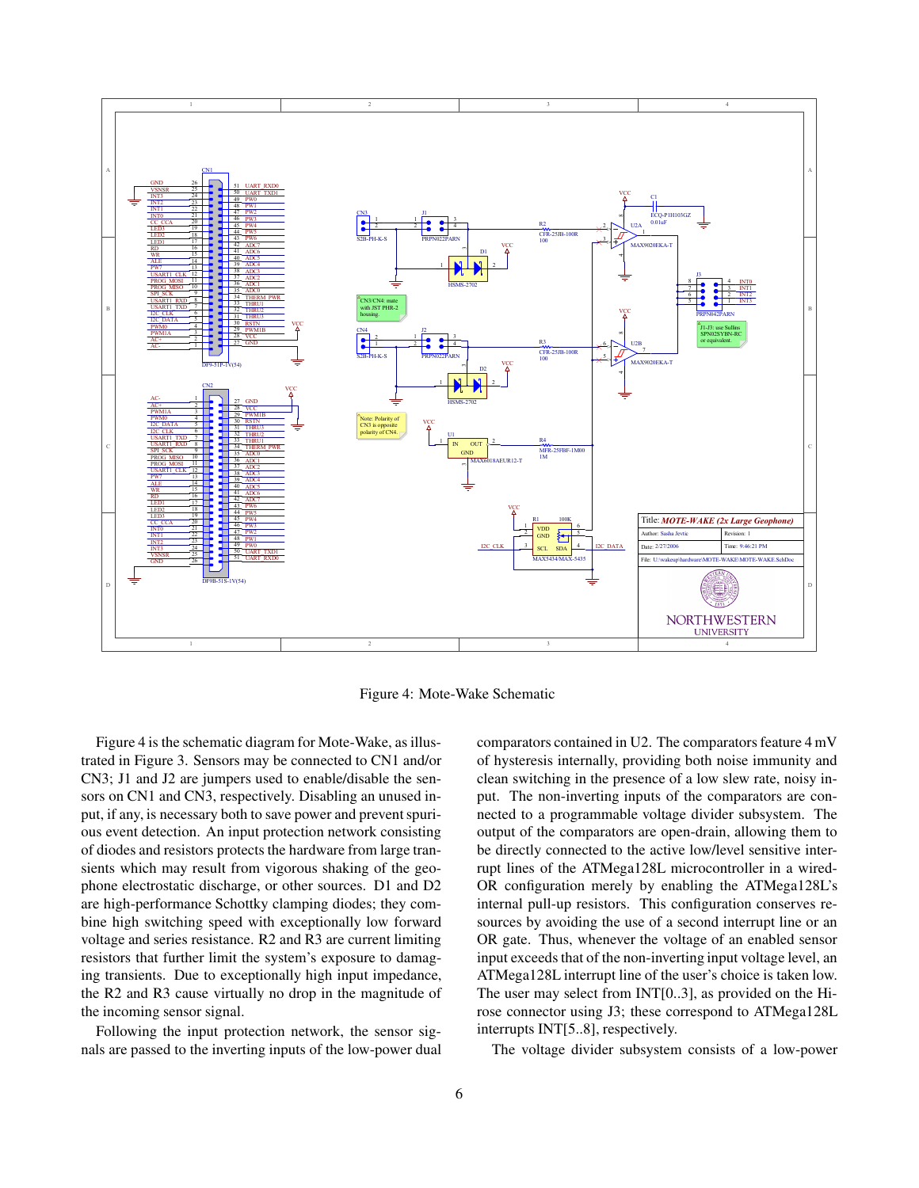Figure 4: Mote-Wake Schematic

Figure 4 is the schematic diagram for Mote-Wake, as illustrated in Figure 3. Sensors may be connected to CN1 and/or CN3; J1 and J2 are jumpers used to enable/disable the sensors on CN1 and CN3, respectively. Disabling an unused input, if any, is necessary both to save power and prevent spurious event detection. An input protection network consisting of diodes and resistors protects the hardware from large transients which may result from vigorous shaking of the geophone electrostatic discharge, or other sources. D1 and D2 are high-performance Schottky clamping diodes; they combine high switching speed with exceptionally low forward voltage and series resistance. R2 and R3 are current limiting resistors that further limit the system's exposure to damaging transients. Due to exceptionally high input impedance, the R2 and R3 cause virtually no drop in the magnitude of the incoming sensor signal.

Following the input protection network, the sensor signals are passed to the inverting inputs of the low-power dual comparators contained in U2. The comparators feature 4 mV of hysteresis internally, providing both noise immunity and clean switching in the presence of a low slew rate, noisy input. The non-inverting inputs of the comparators are connected to a programmable voltage divider subsystem. The output of the comparators are open-drain, allowing them to be directly connected to the active low/level sensitive interrupt lines of the ATMega128L microcontroller in a wired-OR configuration merely by enabling the ATMega128L's internal pull-up resistors. This configuration conserves resources by avoiding the use of a second interrupt line or an OR gate. Thus, whenever the voltage of an enabled sensor input exceeds that of the non-inverting input voltage level, an ATMega128L interrupt line of the user's choice is taken low. The user may select from INT[0..3], as provided on the Hirose connector using J3; these correspond to ATMega128L interrupts INT[5..8], respectively.

The voltage divider subsystem consists of a low-power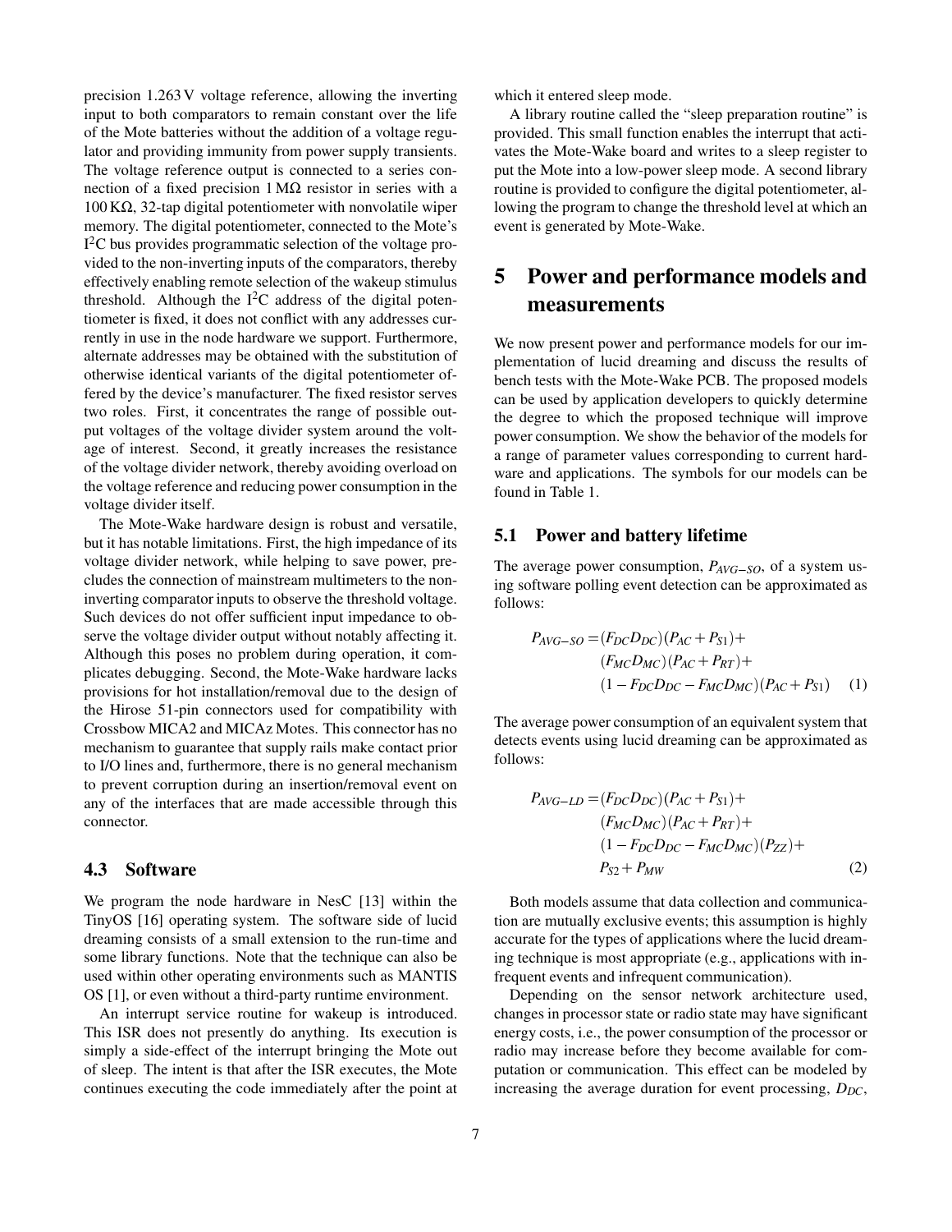precision 1.263 V voltage reference, allowing the inverting input to both comparators to remain constant over the life of the Mote batteries without the addition of a voltage regulator and providing immunity from power supply transients. The voltage reference output is connected to a series connection of a fixed precision 1 MΩ resistor in series with a 100 KΩ, 32-tap digital potentiometer with nonvolatile wiper memory. The digital potentiometer, connected to the Mote's $I^2C$ bus provides programmatic selection of the voltage provided to the non-inverting inputs of the comparators, thereby effectively enabling remote selection of the wakeup stimulus threshold. Although the $I^2C$ address of the digital potentiometer is fixed, it does not conflict with any addresses currently in use in the node hardware we support. Furthermore, alternate addresses may be obtained with the substitution of otherwise identical variants of the digital potentiometer offered by the device's manufacturer. The fixed resistor serves two roles. First, it concentrates the range of possible output voltages of the voltage divider system around the voltage of interest. Second, it greatly increases the resistance of the voltage divider network, thereby avoiding overload on the voltage reference and reducing power consumption in the voltage divider itself.

The Mote-Wake hardware design is robust and versatile, but it has notable limitations. First, the high impedance of its voltage divider network, while helping to save power, precludes the connection of mainstream multimeters to the non-inverting comparator inputs to observe the threshold voltage. Such devices do not offer sufficient input impedance to observe the voltage divider output without notably affecting it. Although this poses no problem during operation, it complicates debugging. Second, the Mote-Wake hardware lacks provisions for hot installation/removal due to the design of the Hirose 51-pin connectors used for compatibility with Crossbow MICA2 and MICAz Motes. This connector has no mechanism to guarantee that supply rails make contact prior to I/O lines and, furthermore, there is no general mechanism to prevent corruption during an insertion/removal event on any of the interfaces that are made accessible through this connector.

### 4.3 Software

We program the node hardware in NesC [13] within the TinyOS [16] operating system. The software side of lucid dreaming consists of a small extension to the run-time and some library functions. Note that the technique can also be used within other operating environments such as MANTIS OS [1], or even without a third-party runtime environment.

An interrupt service routine for wakeup is introduced. This ISR does not presently do anything. Its execution is simply a side-effect of the interrupt bringing the Mote out of sleep. The intent is that after the ISR executes, the Mote continues executing the code immediately after the point at which it entered sleep mode.

A library routine called the "sleep preparation routine" is provided. This small function enables the interrupt that activates the Mote-Wake board and writes to a sleep register to put the Mote into a low-power sleep mode. A second library routine is provided to configure the digital potentiometer, allowing the program to change the threshold level at which an event is generated by Mote-Wake.

## 5 Power and performance models and measurements

We now present power and performance models for our implementation of lucid dreaming and discuss the results of bench tests with the Mote-Wake PCB. The proposed models can be used by application developers to quickly determine the degree to which the proposed technique will improve power consumption. We show the behavior of the models for a range of parameter values corresponding to current hardware and applications. The symbols for our models can be found in Table 1.

### 5.1 Power and battery lifetime

The average power consumption, $P_{AVG-SO}$, of a system using software polling event detection can be approximated as follows:

$$
\begin{aligned}
P_{AVG-SO} = & (F_{DC}D_{DC})(P_{AC}+P_{S1})+ \\
& (F_{MC}D_{MC})(P_{AC}+P_{RT})+ \\
& (1-F_{DC}D_{DC}-F_{MC}D_{MC})(P_{AC}+P_{S1}) \quad (1)
\end{aligned}
$$

The average power consumption of an equivalent system that detects events using lucid dreaming can be approximated as follows:

$$
\begin{aligned}
P_{AVG-LD} = & (F_{DC}D_{DC})(P_{AC}+P_{S1})+ \\
& (F_{MC}D_{MC})(P_{AC}+P_{RT})+ \\
& (1-F_{DC}D_{DC}-F_{MC}D_{MC})(P_{ZZ})+ \\
& P_{S2}+P_{MW} \quad (2)
\end{aligned}
$$

Both models assume that data collection and communication are mutually exclusive events; this assumption is highly accurate for the types of applications where the lucid dreaming technique is most appropriate (e.g., applications with infrequent events and infrequent communication).

Depending on the sensor network architecture used, changes in processor state or radio state may have significant energy costs, i.e., the power consumption of the processor or radio may increase before they become available for computation or communication. This effect can be modeled by increasing the average duration for event processing, $D_{DC}$,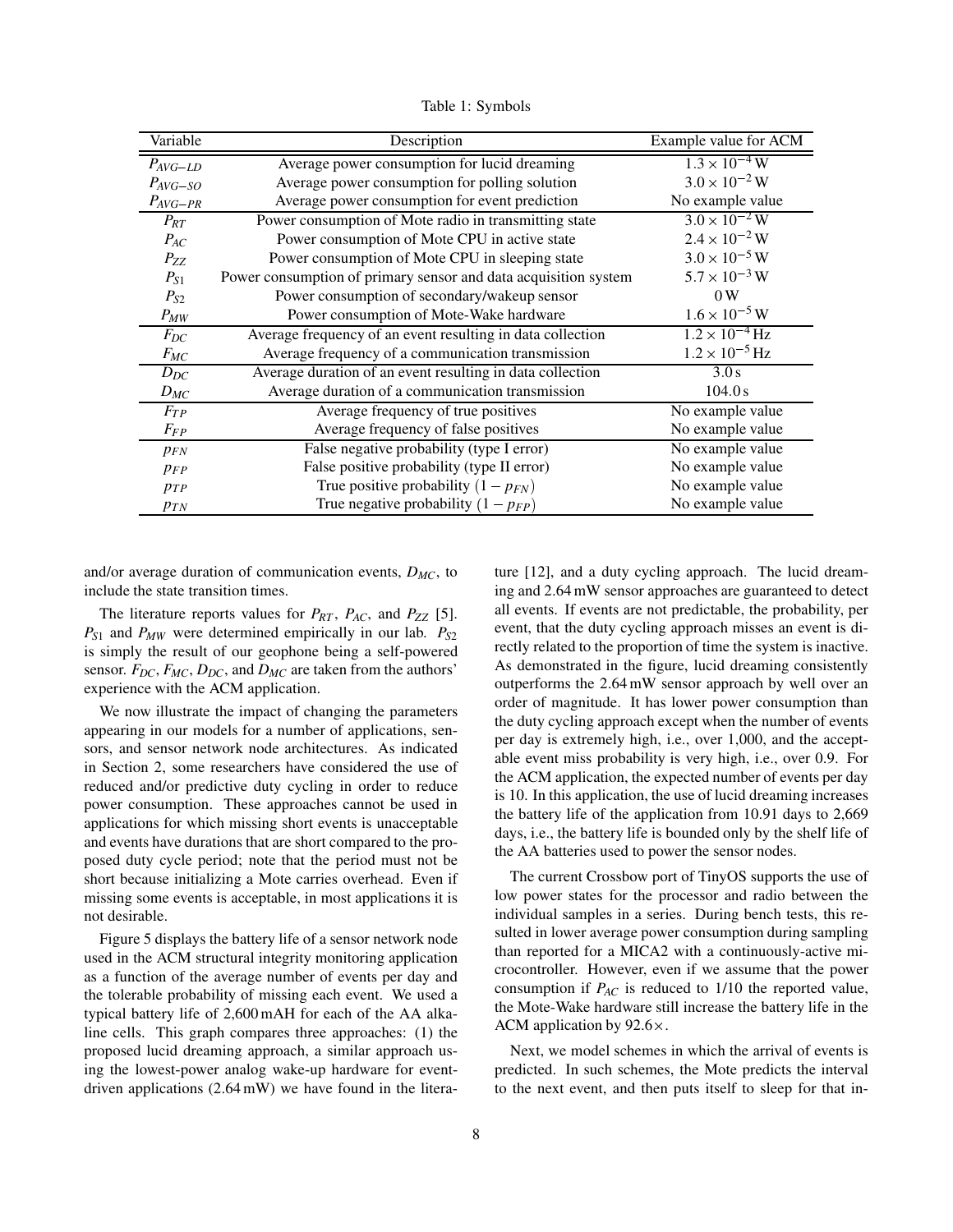Table 1: Symbols

| Variable | Description | Example value for ACM |
|---|---|---|
| $P_{AVG-LD}$ | Average power consumption for lucid dreaming | $1.3 \times 10^{-4}$ W |
| $P_{AVG-SO}$ | Average power consumption for polling solution | $3.0 \times 10^{-2}$ W |
| $P_{AVG-PR}$ | Average power consumption for event prediction | No example value |
| $P_{RT}$ | Power consumption of Mote radio in transmitting state | $3.0 \times 10^{-2}$ W |
| $P_{AC}$ | Power consumption of Mote CPU in active state | $2.4 \times 10^{-2}$ W |
| $P_{ZZ}$ | Power consumption of Mote CPU in sleeping state | $3.0 \times 10^{-5}$ W |
| $P_{S1}$ | Power consumption of primary sensor and data acquisition system | $5.7 \times 10^{-3}$ W |
| $P_{S2}$ | Power consumption of secondary/wakeup sensor | 0 W |
| $P_{MW}$ | Power consumption of Mote-Wake hardware | $1.6 \times 10^{-5}$ W |
| $F_{DC}$ | Average frequency of an event resulting in data collection | $1.2 \times 10^{-4}$ Hz |
| $F_{MC}$ | Average frequency of a communication transmission | $1.2 \times 10^{-5}$ Hz |
| $D_{DC}$ | Average duration of an event resulting in data collection | 3.0 s |
| $D_{MC}$ | Average duration of a communication transmission | 104.0 s |
| $F_{TP}$ | Average frequency of true positives | No example value |
| $F_{FP}$ | Average frequency of false positives | No example value |
| $p_{FN}$ | False negative probability (type I error) | No example value |
| $p_{FP}$ | False positive probability (type II error) | No example value |
| $p_{TP}$ | True positive probability $(1 - p_{FN})$ | No example value |
| $p_{TN}$ | True negative probability $(1 - p_{FP})$ | No example value |

and/or average duration of communication events, $D_{MC}$, to include the state transition times.

The literature reports values for $P_{RT}$, $P_{AC}$, and $P_{ZZ}$ [5]. $P_{S1}$ and $P_{MW}$ were determined empirically in our lab. $P_{S2}$ is simply the result of our geophone being a self-powered sensor. $F_{DC}$, $F_{MC}$, $D_{DC}$, and $D_{MC}$ are taken from the authors' experience with the ACM application.

We now illustrate the impact of changing the parameters appearing in our models for a number of applications, sensors, and sensor network node architectures. As indicated in Section 2, some researchers have considered the use of reduced and/or predictive duty cycling in order to reduce power consumption. These approaches cannot be used in applications for which missing short events is unacceptable and events have durations that are short compared to the proposed duty cycle period; note that the period must not be short because initializing a Mote carries overhead. Even if missing some events is acceptable, in most applications it is not desirable.

Figure 5 displays the battery life of a sensor network node used in the ACM structural integrity monitoring application as a function of the average number of events per day and the tolerable probability of missing each event. We used a typical battery life of 2,600 mAH for each of the AA alkaline cells. This graph compares three approaches: (1) the proposed lucid dreaming approach, a similar approach using the lowest-power analog wake-up hardware for event-driven applications (2.64 mW) we have found in the literature [12], and a duty cycling approach. The lucid dreaming and 2.64 mW sensor approaches are guaranteed to detect all events. If events are not predictable, the probability, per event, that the duty cycling approach misses an event is directly related to the proportion of time the system is inactive. As demonstrated in the figure, lucid dreaming consistently outperforms the 2.64 mW sensor approach by well over an order of magnitude. It has lower power consumption than the duty cycling approach except when the number of events per day is extremely high, i.e., over 1,000, and the acceptable event miss probability is very high, i.e., over 0.9. For the ACM application, the expected number of events per day is 10. In this application, the use of lucid dreaming increases the battery life of the application from 10.91 days to 2,669 days, i.e., the battery life is bounded only by the shelf life of the AA batteries used to power the sensor nodes.

The current Crossbow port of TinyOS supports the use of low power states for the processor and radio between the individual samples in a series. During bench tests, this resulted in lower average power consumption during sampling than reported for a MICA2 with a continuously-active microcontroller. However, even if we assume that the power consumption if $P_{AC}$ is reduced to 1/10 the reported value, the Mote-Wake hardware still increase the battery life in the ACM application by 92.6×.

Next, we model schemes in which the arrival of events is predicted. In such schemes, the Mote predicts the interval to the next event, and then puts itself to sleep for that in-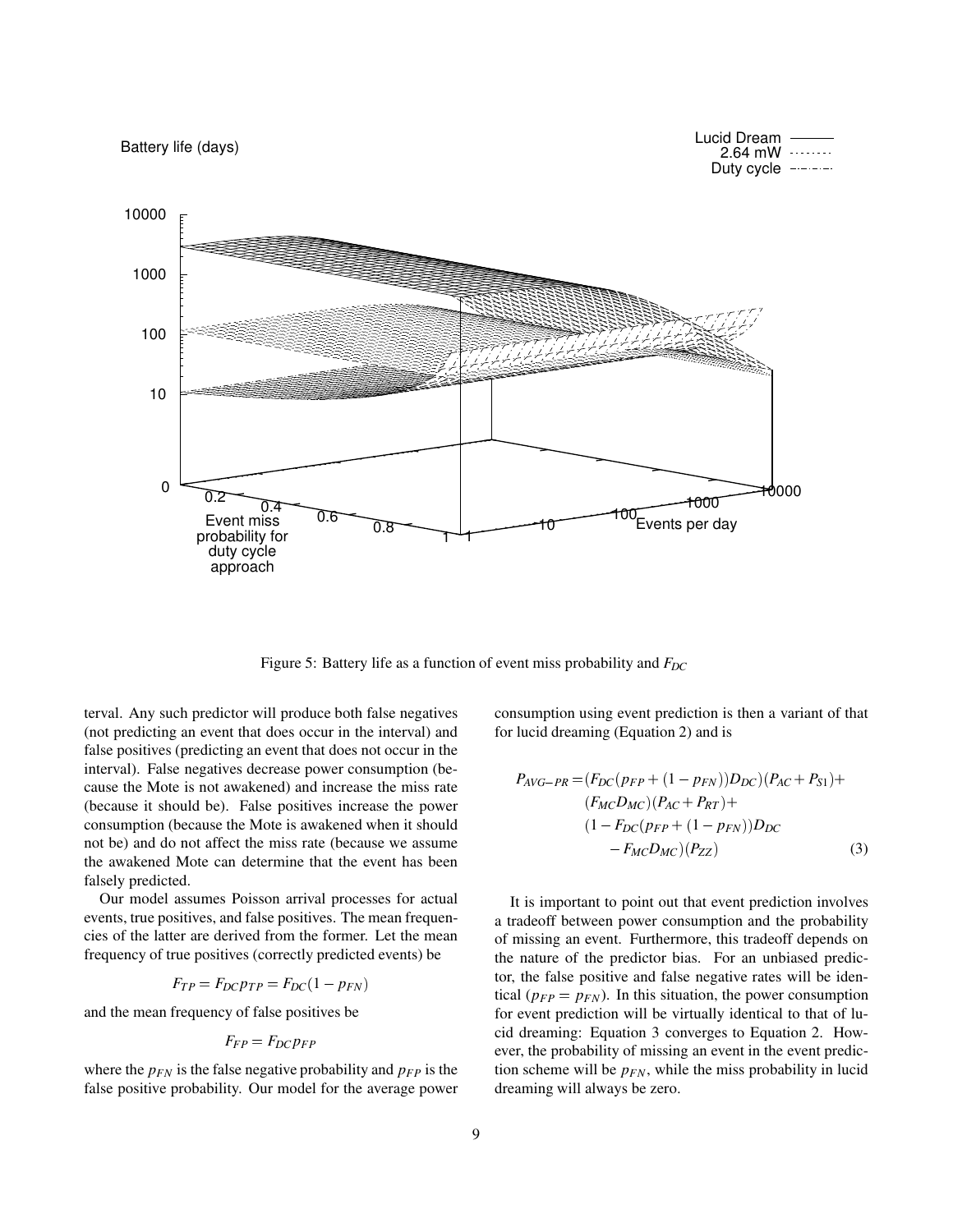Figure 5: Battery life as a function of event miss probability and $F_{DC}$

terval. Any such predictor will produce both false negatives (not predicting an event that does occur in the interval) and false positives (predicting an event that does not occur in the interval). False negatives decrease power consumption (because the Mote is not awakened) and increase the miss rate (because it should be). False positives increase the power consumption (because the Mote is awakened when it should not be) and do not affect the miss rate (because we assume the awakened Mote can determine that the event has been falsely predicted.

Our model assumes Poisson arrival processes for actual events, true positives, and false positives. The mean frequencies of the latter are derived from the former. Let the mean frequency of true positives (correctly predicted events) be

$$F_{TP} = F_{DC} p_{TP} = F_{DC}(1 - p_{FN})$$

and the mean frequency of false positives be

$$F_{FP} = F_{DC} p_{FP}$$

where the $p_{FN}$ is the false negative probability and $p_{FP}$ is the false positive probability. Our model for the average power consumption using event prediction is then a variant of that for lucid dreaming (Equation 2) and is

$$\begin{aligned}
P_{AVG-PR} = & (F_{DC}(p_{FP} + (1 - p_{FN}))D_{DC})(P_{AC} + P_{S1}) + \\
& (F_{MC}D_{MC})(P_{AC} + P_{RT}) + \\
& (1 - F_{DC}(p_{FP} + (1 - p_{FN}))D_{DC} \\
& \quad - F_{MC}D_{MC})(P_{ZZ})
\end{aligned} \tag{3}$$

It is important to point out that event prediction involves a tradeoff between power consumption and the probability of missing an event. Furthermore, this tradeoff depends on the nature of the predictor bias. For an unbiased predictor, the false positive and false negative rates will be identical ($p_{FP} = p_{FN}$). In this situation, the power consumption for event prediction will be virtually identical to that of lucid dreaming: Equation 3 converges to Equation 2. However, the probability of missing an event in the event prediction scheme will be $p_{FN}$, while the miss probability in lucid dreaming will always be zero.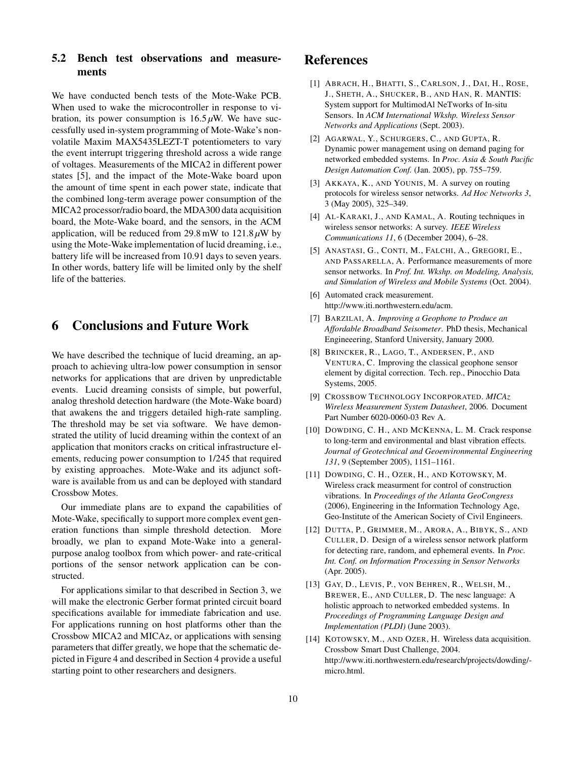### 5.2 Bench test observations and measurements

We have conducted bench tests of the Mote-Wake PCB. When used to wake the microcontroller in response to vibration, its power consumption is $16.5\,\mu$W. We have successfully used in-system programming of Mote-Wake's non-volatile Maxim MAX5435LEZT-T potentiometers to vary the event interrupt triggering threshold across a wide range of voltages. Measurements of the MICA2 in different power states [5], and the impact of the Mote-Wake board upon the amount of time spent in each power state, indicate that the combined long-term average power consumption of the MICA2 processor/radio board, the MDA300 data acquisition board, the Mote-Wake board, and the sensors, in the ACM application, will be reduced from 29.8 mW to $121.8\,\mu$W by using the Mote-Wake implementation of lucid dreaming, i.e., battery life will be increased from 10.91 days to seven years. In other words, battery life will be limited only by the shelf life of the batteries.

## 6 Conclusions and Future Work

We have described the technique of lucid dreaming, an approach to achieving ultra-low power consumption in sensor networks for applications that are driven by unpredictable events. Lucid dreaming consists of simple, but powerful, analog threshold detection hardware (the Mote-Wake board) that awakens the and triggers detailed high-rate sampling. The threshold may be set via software. We have demonstrated the utility of lucid dreaming within the context of an application that monitors cracks on critical infrastructure elements, reducing power consumption to 1/245 that required by existing approaches. Mote-Wake and its adjunct software is available from us and can be deployed with standard Crossbow Motes.

Our immediate plans are to expand the capabilities of Mote-Wake, specifically to support more complex event generation functions than simple threshold detection. More broadly, we plan to expand Mote-Wake into a general-purpose analog toolbox from which power- and rate-critical portions of the sensor network application can be constructed.

For applications similar to that described in Section 3, we will make the electronic Gerber format printed circuit board specifications available for immediate fabrication and use. For applications running on host platforms other than the Crossbow MICA2 and MICAz, or applications with sensing parameters that differ greatly, we hope that the schematic depicted in Figure 4 and described in Section 4 provide a useful starting point to other researchers and designers.

# References

[1] Abrach, H., Bhatti, S., Carlson, J., Dai, H., Rose, J., Sheth, A., Shucker, B., and Han, R. MANTIS: System support for MultimodAl NeTworks of In-situ Sensors. In *ACM International Wkshp. Wireless Sensor Networks and Applications* (Sept. 2003).

[2] Agarwal, Y., Schurgers, C., and Gupta, R. Dynamic power management using on demand paging for networked embedded systems. In *Proc. Asia & South Pacific Design Automation Conf.* (Jan. 2005), pp. 755–759.

[3] Akkaya, K., and Younis, M. A survey on routing protocols for wireless sensor networks. *Ad Hoc Networks 3*, 3 (May 2005), 325–349.

[4] Al-Karaki, J., and Kamal, A. Routing techniques in wireless sensor networks: A survey. *IEEE Wireless Communications 11*, 6 (December 2004), 6–28.

[5] Anastasi, G., Conti, M., Falchi, A., Gregori, E., and Passarella, A. Performance measurements of more sensor networks. In *Prof. Int. Wkshp. on Modeling, Analysis, and Simulation of Wireless and Mobile Systems* (Oct. 2004).

[6] Automated crack measurement. http://www.iti.northwestern.edu/acm.

[7] Barzilai, A. *Improving a Geophone to Produce an Affordable Broadband Seisometer*. PhD thesis, Mechanical Engineeering, Stanford University, January 2000.

[8] Brincker, R., Lago, T., Andersen, P., and Ventura, C. Improving the classical geophone sensor element by digital correction. Tech. rep., Pinocchio Data Systems, 2005.

[9] Crossbow Technology Incorporated. *MICAz Wireless Measurement System Datasheet*, 2006. Document Part Number 6020-0060-03 Rev A.

[10] Dowding, C. H., and McKenna, L. M. Crack response to long-term and environmental and blast vibration effects. *Journal of Geotechnical and Geoenvironmental Engineering 131*, 9 (September 2005), 1151–1161.

[11] Dowding, C. H., Ozer, H., and Kotowsky, M. Wireless crack measurment for control of construction vibrations. In *Proceedings of the Atlanta GeoCongress* (2006), Engineering in the Information Technology Age, Geo-Institute of the American Society of Civil Engineers.

[12] Dutta, P., Grimmer, M., Arora, A., Bibyk, S., and Culler, D. Design of a wireless sensor network platform for detecting rare, random, and ephemeral events. In *Proc. Int. Conf. on Information Processing in Sensor Networks* (Apr. 2005).

[13] Gay, D., Levis, P., von Behren, R., Welsh, M., Brewer, E., and Culler, D. The nesc language: A holistic approach to networked embedded systems. In *Proceedings of Programming Language Design and Implementation (PLDI)* (June 2003).

[14] Kotowsky, M., and Ozer, H. Wireless data acquisition. Crossbow Smart Dust Challenge, 2004. http://www.iti.northwestern.edu/research/projects/dowding/-micro.html.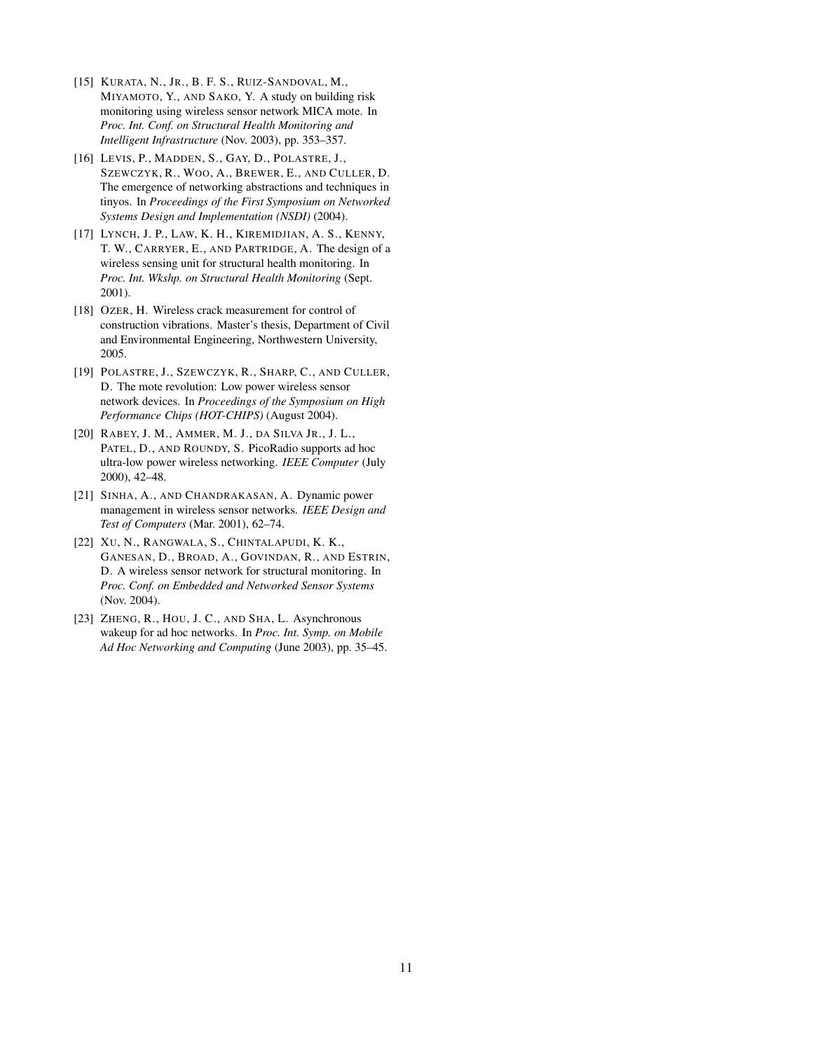[15] KURATA, N., JR., B. F. S., RUIZ-SANDOVAL, M., MIYAMOTO, Y., AND SAKO, Y. A study on building risk monitoring using wireless sensor network MICA mote. In *Proc. Int. Conf. on Structural Health Monitoring and Intelligent Infrastructure* (Nov. 2003), pp. 353–357.

[16] LEVIS, P., MADDEN, S., GAY, D., POLASTRE, J., SZEWCZYK, R., WOO, A., BREWER, E., AND CULLER, D. The emergence of networking abstractions and techniques in tinyos. In *Proceedings of the First Symposium on Networked Systems Design and Implementation (NSDI)* (2004).

[17] LYNCH, J. P., LAW, K. H., KIREMIDJIAN, A. S., KENNY, T. W., CARRYER, E., AND PARTRIDGE, A. The design of a wireless sensing unit for structural health monitoring. In *Proc. Int. Wkshp. on Structural Health Monitoring* (Sept. 2001).

[18] OZER, H. Wireless crack measurement for control of construction vibrations. Master's thesis, Department of Civil and Environmental Engineering, Northwestern University, 2005.

[19] POLASTRE, J., SZEWCZYK, R., SHARP, C., AND CULLER, D. The mote revolution: Low power wireless sensor network devices. In *Proceedings of the Symposium on High Performance Chips (HOT-CHIPS)* (August 2004).

[20] RABEY, J. M., AMMER, M. J., DA SILVA JR., J. L., PATEL, D., AND ROUNDY, S. PicoRadio supports ad hoc ultra-low power wireless networking. *IEEE Computer* (July 2000), 42–48.

[21] SINHA, A., AND CHANDRAKASAN, A. Dynamic power management in wireless sensor networks. *IEEE Design and Test of Computers* (Mar. 2001), 62–74.

[22] XU, N., RANGWALA, S., CHINTALAPUDI, K. K., GANESAN, D., BROAD, A., GOVINDAN, R., AND ESTRIN, D. A wireless sensor network for structural monitoring. In *Proc. Conf. on Embedded and Networked Sensor Systems* (Nov. 2004).

[23] ZHENG, R., HOU, J. C., AND SHA, L. Asynchronous wakeup for ad hoc networks. In *Proc. Int. Symp. on Mobile Ad Hoc Networking and Computing* (June 2003), pp. 35–45.